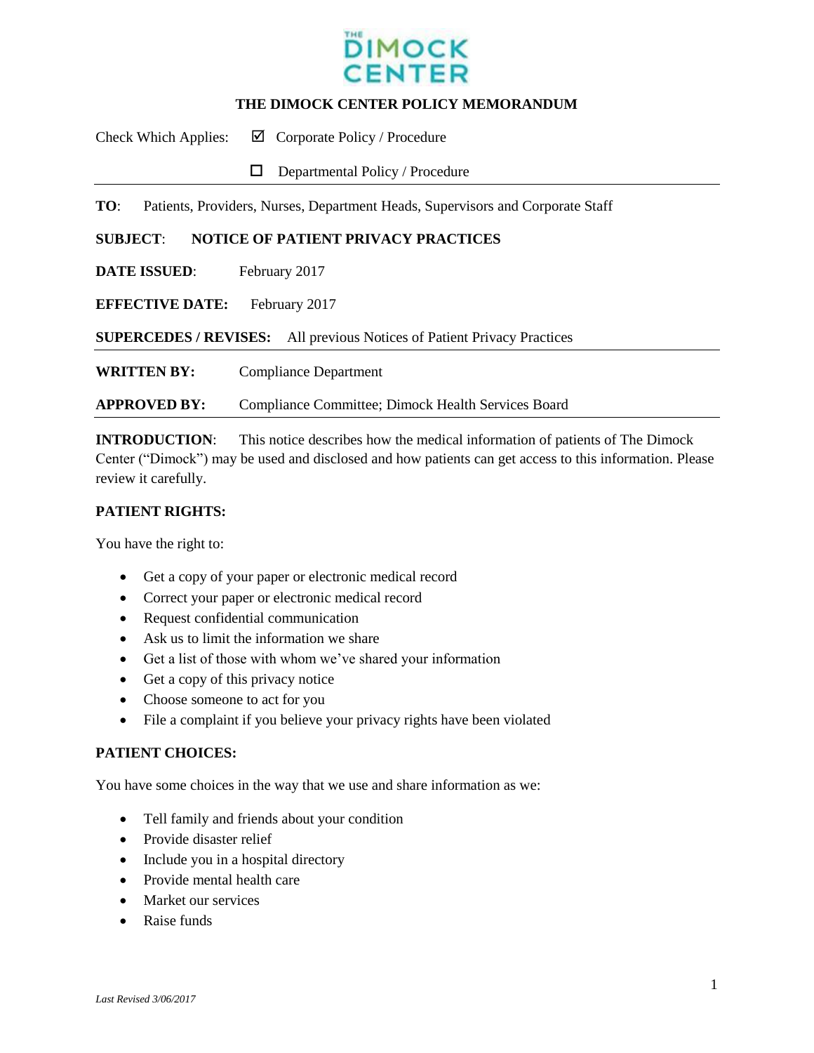THE DIMOCK CENTER

# THE DIMOCK CENTER POLICY MEMORANDUM

Check Which Applies: ☑ Corporate Policy / Procedure

☐ Departmental Policy / Procedure

---

**TO**: Patients, Providers, Nurses, Department Heads, Supervisors and Corporate Staff

**SUBJECT**: **NOTICE OF PATIENT PRIVACY PRACTICES**

**DATE ISSUED**: February 2017

**EFFECTIVE DATE:** February 2017

**SUPERCEDES / REVISES:** All previous Notices of Patient Privacy Practices

---

**WRITTEN BY:** Compliance Department

**APPROVED BY:** Compliance Committee; Dimock Health Services Board

---

**INTRODUCTION**: This notice describes how the medical information of patients of The Dimock Center ("Dimock") may be used and disclosed and how patients can get access to this information. Please review it carefully.

**PATIENT RIGHTS:**

You have the right to:

- Get a copy of your paper or electronic medical record
- Correct your paper or electronic medical record
- Request confidential communication
- Ask us to limit the information we share
- Get a list of those with whom we've shared your information
- Get a copy of this privacy notice
- Choose someone to act for you
- File a complaint if you believe your privacy rights have been violated

**PATIENT CHOICES:**

You have some choices in the way that we use and share information as we:

- Tell family and friends about your condition
- Provide disaster relief
- Include you in a hospital directory
- Provide mental health care
- Market our services
- Raise funds

*Last Revised 3/06/2017*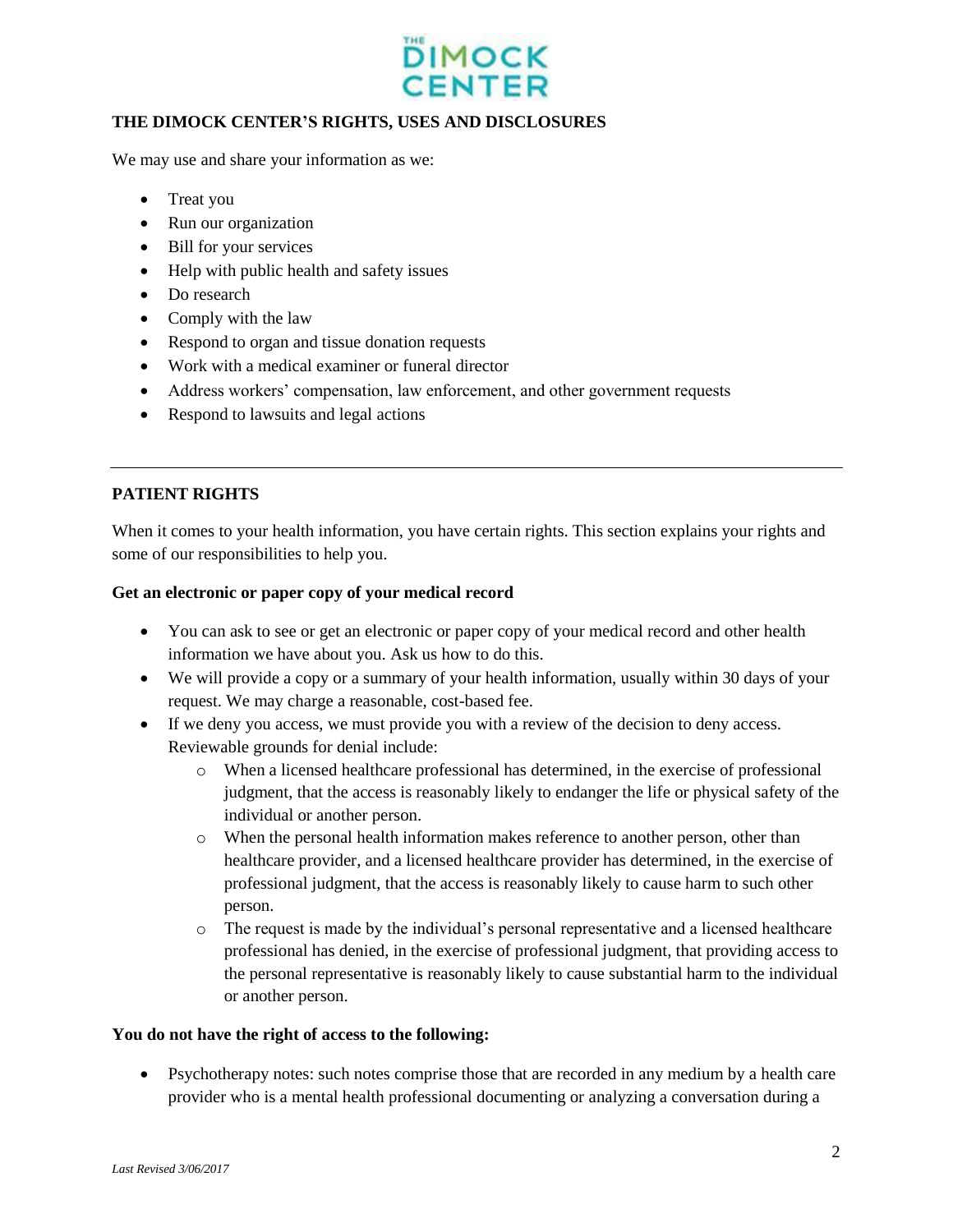## THE DIMOCK CENTER'S RIGHTS, USES AND DISCLOSURES

We may use and share your information as we:

- Treat you
- Run our organization
- Bill for your services
- Help with public health and safety issues
- Do research
- Comply with the law
- Respond to organ and tissue donation requests
- Work with a medical examiner or funeral director
- Address workers' compensation, law enforcement, and other government requests
- Respond to lawsuits and legal actions

---

## PATIENT RIGHTS

When it comes to your health information, you have certain rights. This section explains your rights and some of our responsibilities to help you.

### Get an electronic or paper copy of your medical record

- You can ask to see or get an electronic or paper copy of your medical record and other health information we have about you. Ask us how to do this.
- We will provide a copy or a summary of your health information, usually within 30 days of your request. We may charge a reasonable, cost-based fee.
- If we deny you access, we must provide you with a review of the decision to deny access. Reviewable grounds for denial include:
  - When a licensed healthcare professional has determined, in the exercise of professional judgment, that the access is reasonably likely to endanger the life or physical safety of the individual or another person.
  - When the personal health information makes reference to another person, other than healthcare provider, and a licensed healthcare provider has determined, in the exercise of professional judgment, that the access is reasonably likely to cause harm to such other person.
  - The request is made by the individual's personal representative and a licensed healthcare professional has denied, in the exercise of professional judgment, that providing access to the personal representative is reasonably likely to cause substantial harm to the individual or another person.

### You do not have the right of access to the following:

- Psychotherapy notes: such notes comprise those that are recorded in any medium by a health care provider who is a mental health professional documenting or analyzing a conversation during a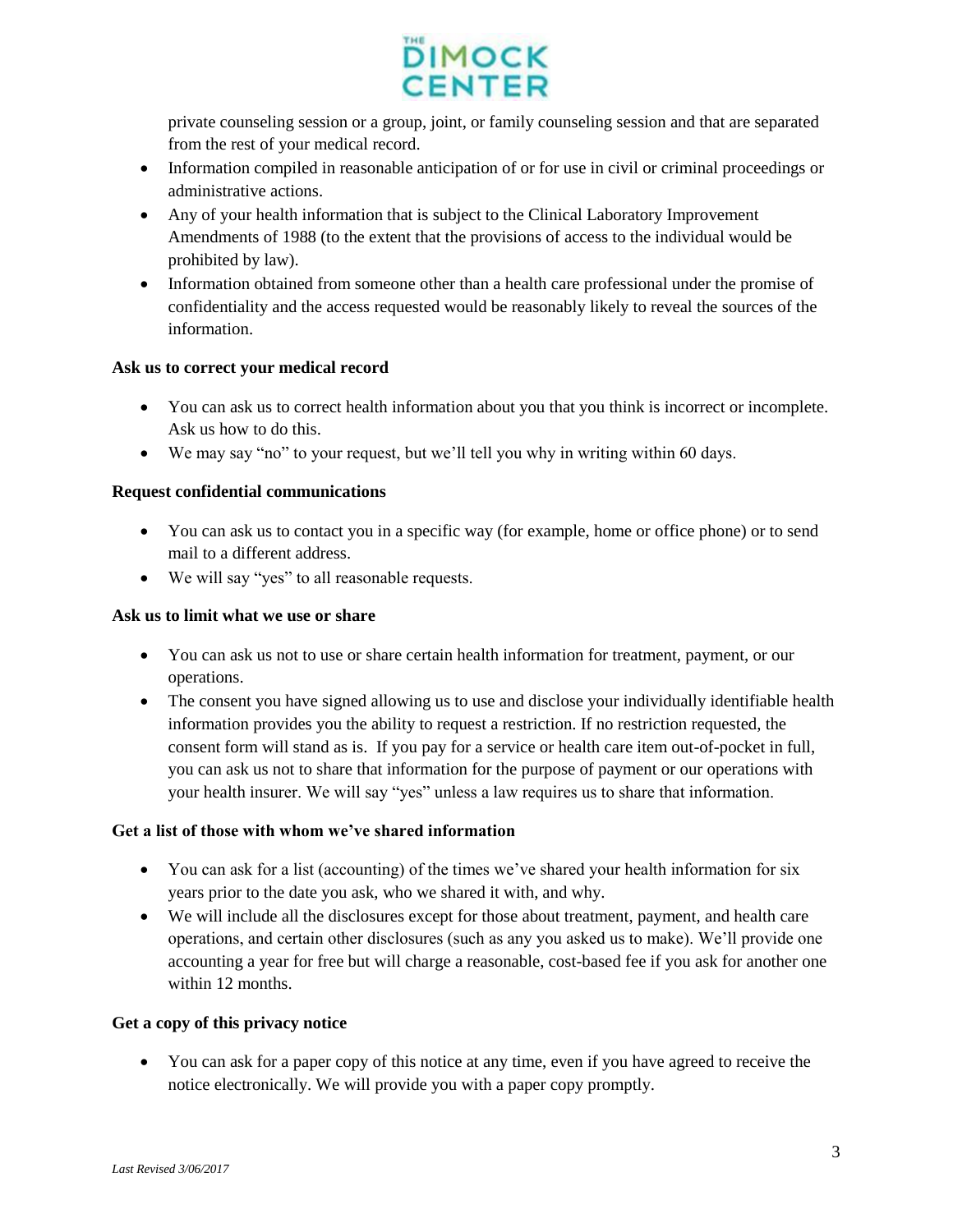private counseling session or a group, joint, or family counseling session and that are separated from the rest of your medical record.

- Information compiled in reasonable anticipation of or for use in civil or criminal proceedings or administrative actions.
- Any of your health information that is subject to the Clinical Laboratory Improvement Amendments of 1988 (to the extent that the provisions of access to the individual would be prohibited by law).
- Information obtained from someone other than a health care professional under the promise of confidentiality and the access requested would be reasonably likely to reveal the sources of the information.

**Ask us to correct your medical record**

- You can ask us to correct health information about you that you think is incorrect or incomplete. Ask us how to do this.
- We may say "no" to your request, but we'll tell you why in writing within 60 days.

**Request confidential communications**

- You can ask us to contact you in a specific way (for example, home or office phone) or to send mail to a different address.
- We will say "yes" to all reasonable requests.

**Ask us to limit what we use or share**

- You can ask us not to use or share certain health information for treatment, payment, or our operations.
- The consent you have signed allowing us to use and disclose your individually identifiable health information provides you the ability to request a restriction. If no restriction requested, the consent form will stand as is. If you pay for a service or health care item out-of-pocket in full, you can ask us not to share that information for the purpose of payment or our operations with your health insurer. We will say "yes" unless a law requires us to share that information.

**Get a list of those with whom we've shared information**

- You can ask for a list (accounting) of the times we've shared your health information for six years prior to the date you ask, who we shared it with, and why.
- We will include all the disclosures except for those about treatment, payment, and health care operations, and certain other disclosures (such as any you asked us to make). We'll provide one accounting a year for free but will charge a reasonable, cost-based fee if you ask for another one within 12 months.

**Get a copy of this privacy notice**

- You can ask for a paper copy of this notice at any time, even if you have agreed to receive the notice electronically. We will provide you with a paper copy promptly.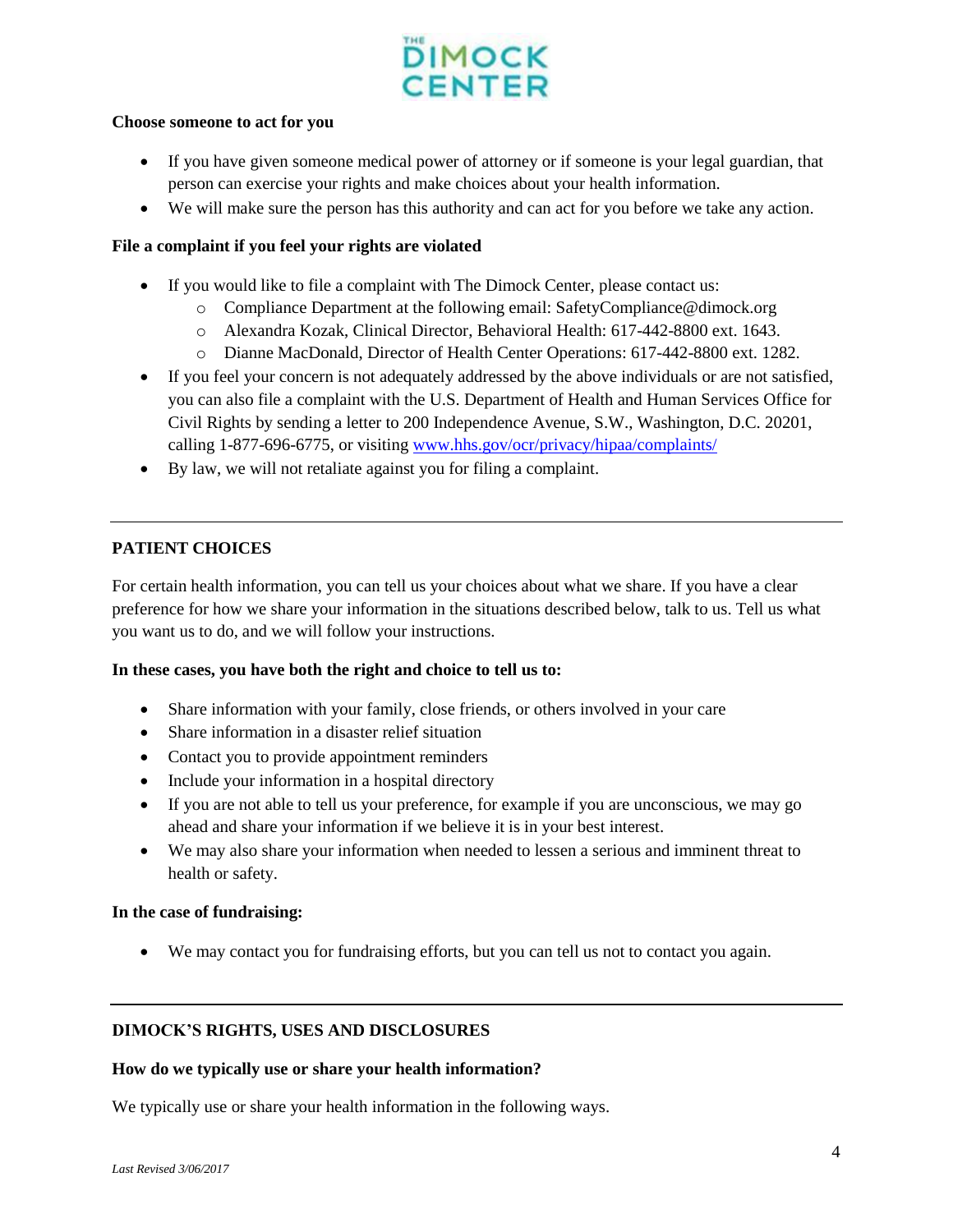**Choose someone to act for you**

- If you have given someone medical power of attorney or if someone is your legal guardian, that person can exercise your rights and make choices about your health information.
- We will make sure the person has this authority and can act for you before we take any action.

**File a complaint if you feel your rights are violated**

- If you would like to file a complaint with The Dimock Center, please contact us:
  - Compliance Department at the following email: SafetyCompliance@dimock.org
  - Alexandra Kozak, Clinical Director, Behavioral Health: 617-442-8800 ext. 1643.
  - Dianne MacDonald, Director of Health Center Operations: 617-442-8800 ext. 1282.
- If you feel your concern is not adequately addressed by the above individuals or are not satisfied, you can also file a complaint with the U.S. Department of Health and Human Services Office for Civil Rights by sending a letter to 200 Independence Avenue, S.W., Washington, D.C. 20201, calling 1-877-696-6775, or visiting [www.hhs.gov/ocr/privacy/hipaa/complaints/](www.hhs.gov/ocr/privacy/hipaa/complaints/)
- By law, we will not retaliate against you for filing a complaint.

---

## PATIENT CHOICES

For certain health information, you can tell us your choices about what we share. If you have a clear preference for how we share your information in the situations described below, talk to us. Tell us what you want us to do, and we will follow your instructions.

**In these cases, you have both the right and choice to tell us to:**

- Share information with your family, close friends, or others involved in your care
- Share information in a disaster relief situation
- Contact you to provide appointment reminders
- Include your information in a hospital directory
- If you are not able to tell us your preference, for example if you are unconscious, we may go ahead and share your information if we believe it is in your best interest.
- We may also share your information when needed to lessen a serious and imminent threat to health or safety.

**In the case of fundraising:**

- We may contact you for fundraising efforts, but you can tell us not to contact you again.

---

## DIMOCK'S RIGHTS, USES AND DISCLOSURES

**How do we typically use or share your health information?**

We typically use or share your health information in the following ways.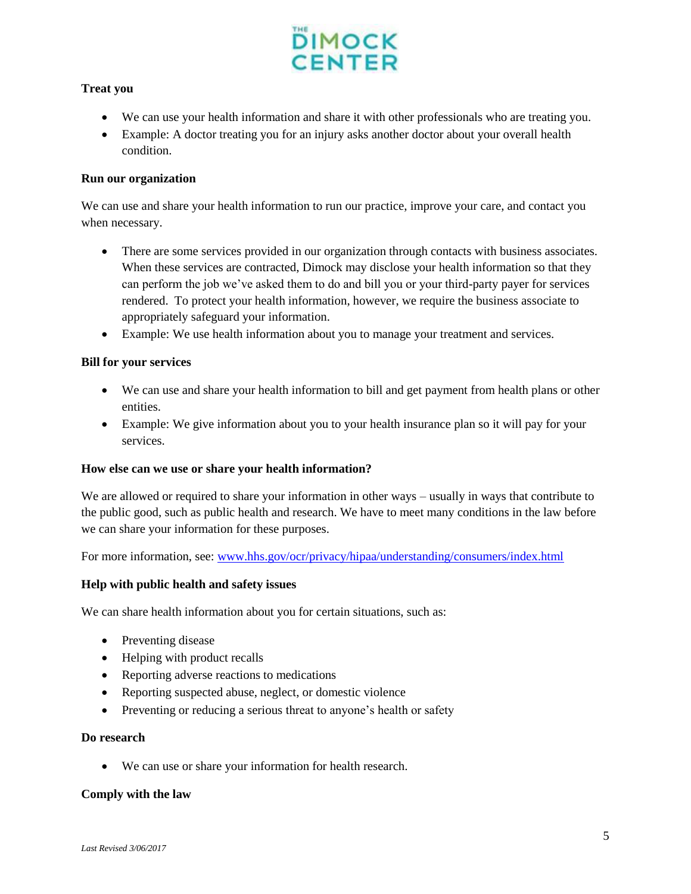**Treat you**

- We can use your health information and share it with other professionals who are treating you.
- Example: A doctor treating you for an injury asks another doctor about your overall health condition.

**Run our organization**

We can use and share your health information to run our practice, improve your care, and contact you when necessary.

- There are some services provided in our organization through contacts with business associates. When these services are contracted, Dimock may disclose your health information so that they can perform the job we've asked them to do and bill you or your third-party payer for services rendered. To protect your health information, however, we require the business associate to appropriately safeguard your information.
- Example: We use health information about you to manage your treatment and services.

**Bill for your services**

- We can use and share your health information to bill and get payment from health plans or other entities.
- Example: We give information about you to your health insurance plan so it will pay for your services.

**How else can we use or share your health information?**

We are allowed or required to share your information in other ways – usually in ways that contribute to the public good, such as public health and research. We have to meet many conditions in the law before we can share your information for these purposes.

For more information, see: [www.hhs.gov/ocr/privacy/hipaa/understanding/consumers/index.html](http://www.hhs.gov/ocr/privacy/hipaa/understanding/consumers/index.html)

**Help with public health and safety issues**

We can share health information about you for certain situations, such as:

- Preventing disease
- Helping with product recalls
- Reporting adverse reactions to medications
- Reporting suspected abuse, neglect, or domestic violence
- Preventing or reducing a serious threat to anyone's health or safety

**Do research**

- We can use or share your information for health research.

**Comply with the law**

*Last Revised 3/06/2017*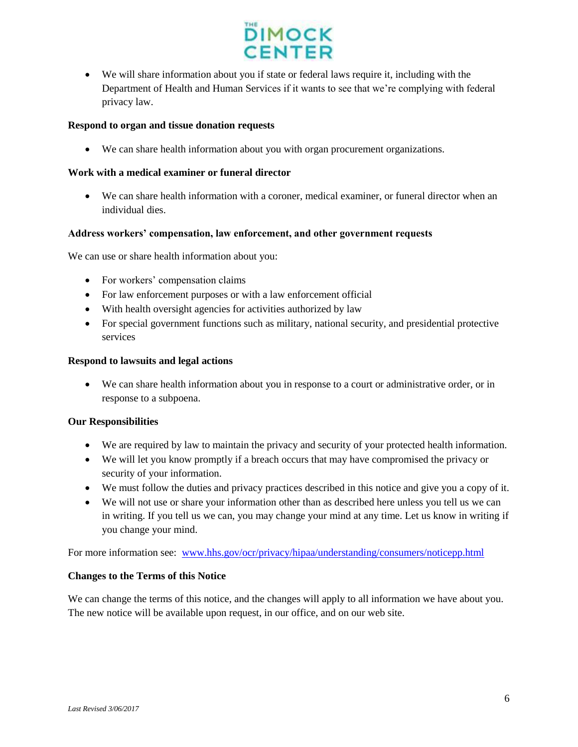- We will share information about you if state or federal laws require it, including with the Department of Health and Human Services if it wants to see that we're complying with federal privacy law.

**Respond to organ and tissue donation requests**

- We can share health information about you with organ procurement organizations.

**Work with a medical examiner or funeral director**

- We can share health information with a coroner, medical examiner, or funeral director when an individual dies.

**Address workers' compensation, law enforcement, and other government requests**

We can use or share health information about you:

- For workers' compensation claims
- For law enforcement purposes or with a law enforcement official
- With health oversight agencies for activities authorized by law
- For special government functions such as military, national security, and presidential protective services

**Respond to lawsuits and legal actions**

- We can share health information about you in response to a court or administrative order, or in response to a subpoena.

**Our Responsibilities**

- We are required by law to maintain the privacy and security of your protected health information.
- We will let you know promptly if a breach occurs that may have compromised the privacy or security of your information.
- We must follow the duties and privacy practices described in this notice and give you a copy of it.
- We will not use or share your information other than as described here unless you tell us we can in writing. If you tell us we can, you may change your mind at any time. Let us know in writing if you change your mind.

For more information see: [www.hhs.gov/ocr/privacy/hipaa/understanding/consumers/noticepp.html](http://www.hhs.gov/ocr/privacy/hipaa/understanding/consumers/noticepp.html)

**Changes to the Terms of this Notice**

We can change the terms of this notice, and the changes will apply to all information we have about you. The new notice will be available upon request, in our office, and on our web site.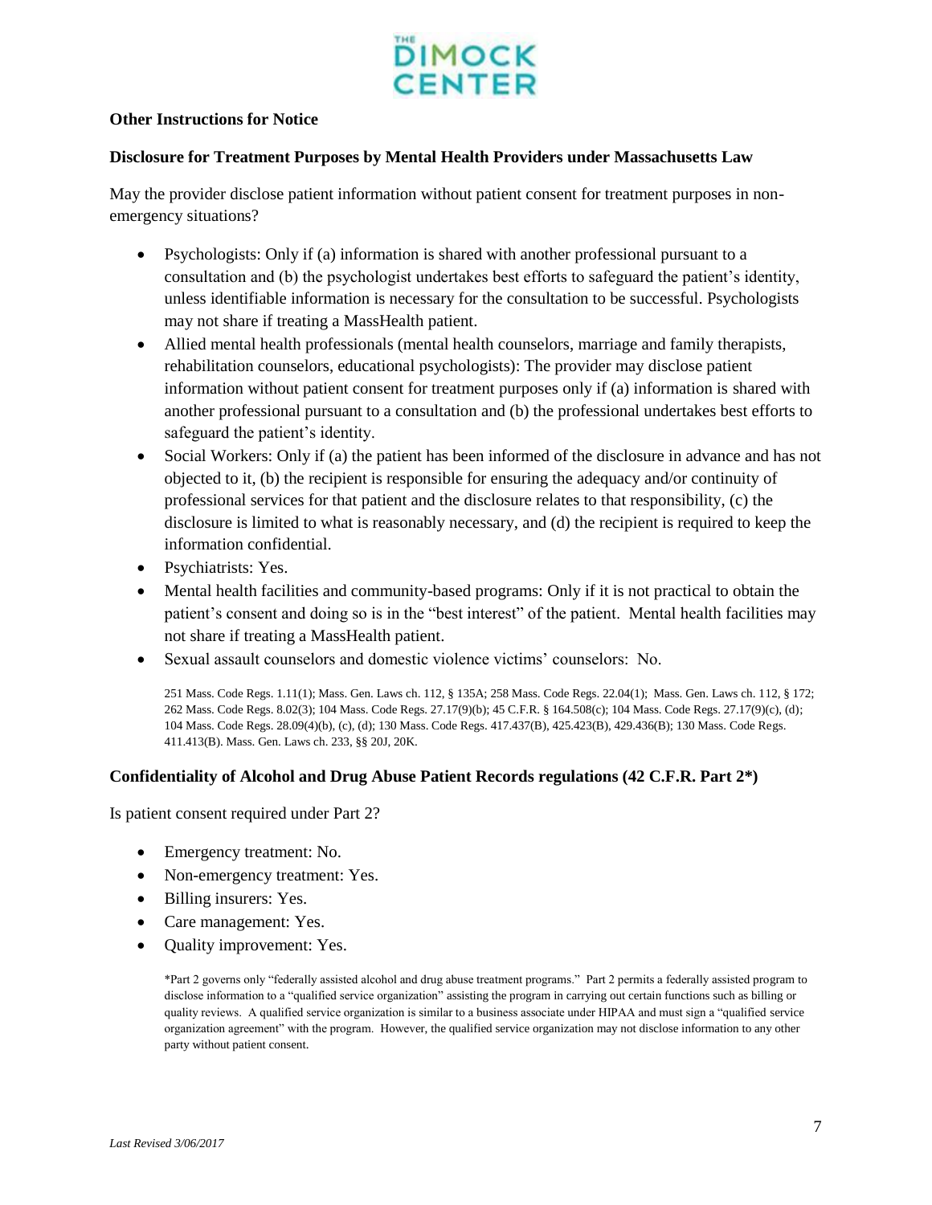**Other Instructions for Notice**

**Disclosure for Treatment Purposes by Mental Health Providers under Massachusetts Law**

May the provider disclose patient information without patient consent for treatment purposes in non-emergency situations?

- Psychologists: Only if (a) information is shared with another professional pursuant to a consultation and (b) the psychologist undertakes best efforts to safeguard the patient's identity, unless identifiable information is necessary for the consultation to be successful. Psychologists may not share if treating a MassHealth patient.
- Allied mental health professionals (mental health counselors, marriage and family therapists, rehabilitation counselors, educational psychologists): The provider may disclose patient information without patient consent for treatment purposes only if (a) information is shared with another professional pursuant to a consultation and (b) the professional undertakes best efforts to safeguard the patient's identity.
- Social Workers: Only if (a) the patient has been informed of the disclosure in advance and has not objected to it, (b) the recipient is responsible for ensuring the adequacy and/or continuity of professional services for that patient and the disclosure relates to that responsibility, (c) the disclosure is limited to what is reasonably necessary, and (d) the recipient is required to keep the information confidential.
- Psychiatrists: Yes.
- Mental health facilities and community-based programs: Only if it is not practical to obtain the patient's consent and doing so is in the "best interest" of the patient. Mental health facilities may not share if treating a MassHealth patient.
- Sexual assault counselors and domestic violence victims' counselors: No.

251 Mass. Code Regs. 1.11(1); Mass. Gen. Laws ch. 112, § 135A; 258 Mass. Code Regs. 22.04(1); Mass. Gen. Laws ch. 112, § 172; 262 Mass. Code Regs. 8.02(3); 104 Mass. Code Regs. 27.17(9)(b); 45 C.F.R. § 164.508(c); 104 Mass. Code Regs. 27.17(9)(c), (d); 104 Mass. Code Regs. 28.09(4)(b), (c), (d); 130 Mass. Code Regs. 417.437(B), 425.423(B), 429.436(B); 130 Mass. Code Regs. 411.413(B). Mass. Gen. Laws ch. 233, §§ 20J, 20K.

**Confidentiality of Alcohol and Drug Abuse Patient Records regulations (42 C.F.R. Part 2*)**

Is patient consent required under Part 2?

- Emergency treatment: No.
- Non-emergency treatment: Yes.
- Billing insurers: Yes.
- Care management: Yes.
- Quality improvement: Yes.

*Part 2 governs only "federally assisted alcohol and drug abuse treatment programs." Part 2 permits a federally assisted program to disclose information to a "qualified service organization" assisting the program in carrying out certain functions such as billing or quality reviews. A qualified service organization is similar to a business associate under HIPAA and must sign a "qualified service organization agreement" with the program. However, the qualified service organization may not disclose information to any other party without patient consent.

*Last Revised 3/06/2017*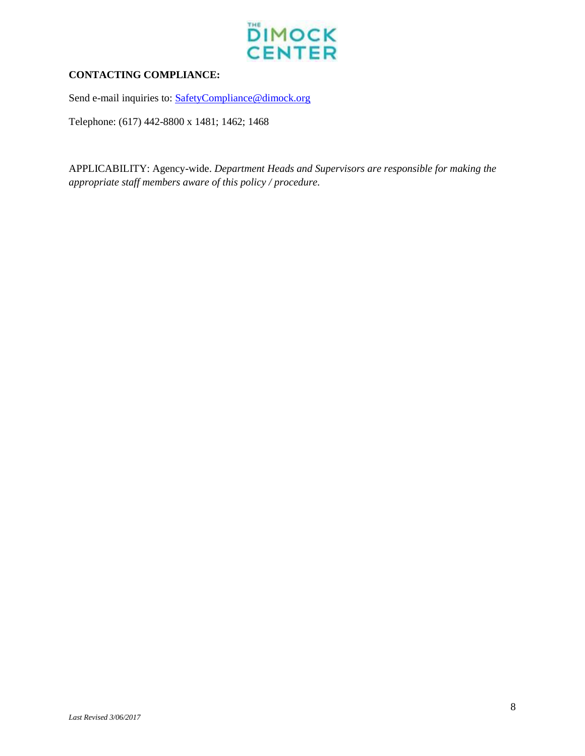**CONTACTING COMPLIANCE:**

Send e-mail inquiries to: [SafetyCompliance@dimock.org](mailto:SafetyCompliance@dimock.org)

Telephone: (617) 442-8800 x 1481; 1462; 1468

APPLICABILITY: Agency-wide. *Department Heads and Supervisors are responsible for making the appropriate staff members aware of this policy / procedure.*